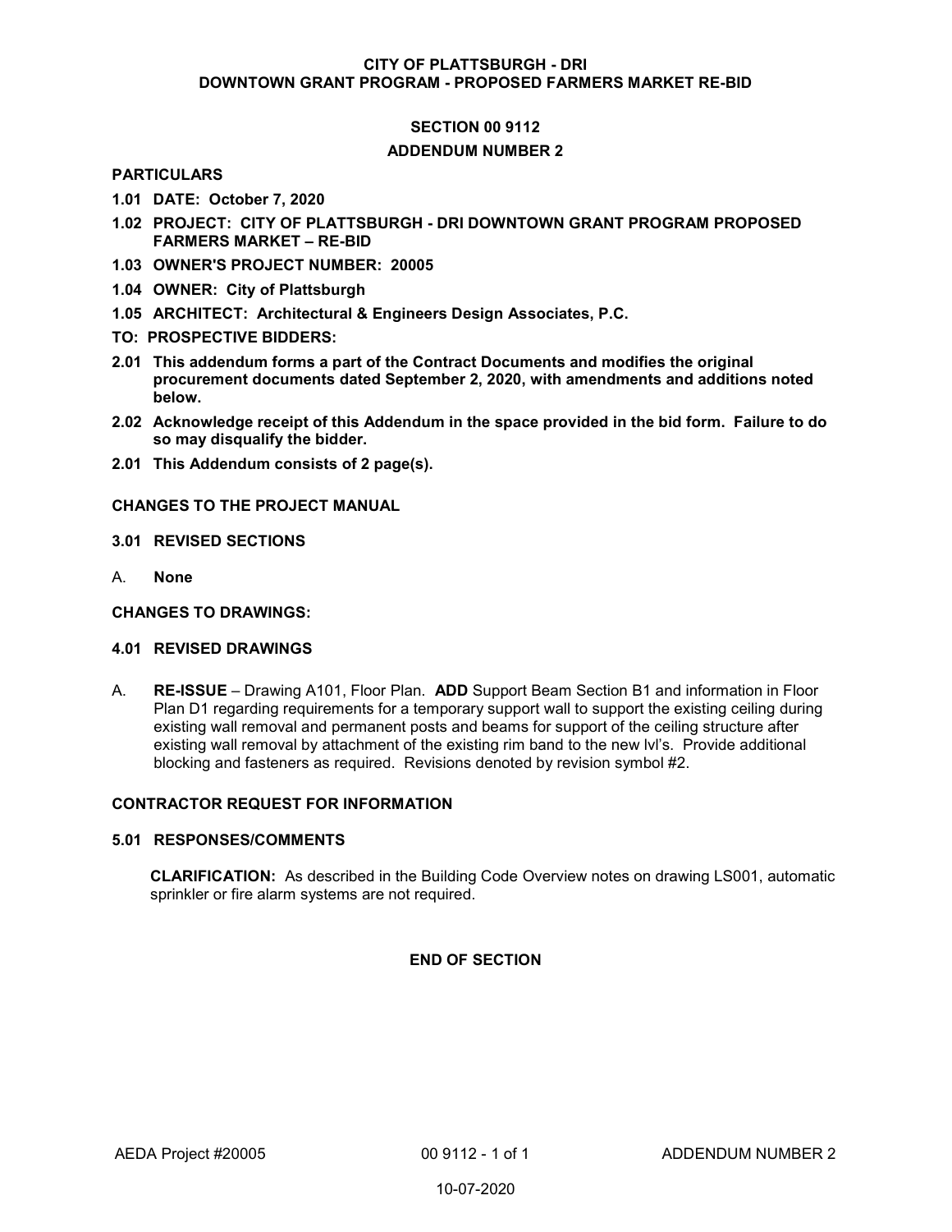**CITY OF PLATTSBURGH - DRI**
**DOWNTOWN GRANT PROGRAM - PROPOSED FARMERS MARKET RE-BID**

# SECTION 00 9112

## ADDENDUM NUMBER 2

### PARTICULARS

**1.01 DATE: October 7, 2020**

**1.02 PROJECT: CITY OF PLATTSBURGH - DRI DOWNTOWN GRANT PROGRAM PROPOSED FARMERS MARKET – RE-BID**

**1.03 OWNER'S PROJECT NUMBER: 20005**

**1.04 OWNER: City of Plattsburgh**

**1.05 ARCHITECT: Architectural & Engineers Design Associates, P.C.**

**TO: PROSPECTIVE BIDDERS:**

**2.01 This addendum forms a part of the Contract Documents and modifies the original procurement documents dated September 2, 2020, with amendments and additions noted below.**

**2.02 Acknowledge receipt of this Addendum in the space provided in the bid form. Failure to do so may disqualify the bidder.**

**2.01 This Addendum consists of 2 page(s).**

### CHANGES TO THE PROJECT MANUAL

**3.01 REVISED SECTIONS**

A. **None**

### CHANGES TO DRAWINGS:

**4.01 REVISED DRAWINGS**

A. **RE-ISSUE** – Drawing A101, Floor Plan. **ADD** Support Beam Section B1 and information in Floor Plan D1 regarding requirements for a temporary support wall to support the existing ceiling during existing wall removal and permanent posts and beams for support of the ceiling structure after existing wall removal by attachment of the existing rim band to the new lvl's. Provide additional blocking and fasteners as required. Revisions denoted by revision symbol #2.

### CONTRACTOR REQUEST FOR INFORMATION

**5.01 RESPONSES/COMMENTS**

**CLARIFICATION:** As described in the Building Code Overview notes on drawing LS001, automatic sprinkler or fire alarm systems are not required.

**END OF SECTION**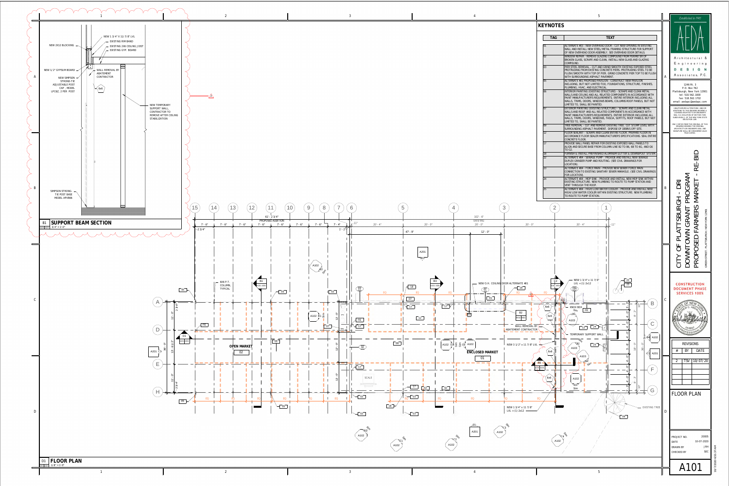## KEYNOTES

| TAG | TEXT |
|---|---|
| 01 | ALTERNATE #03 - NEW OVERHEAD DOOR - CUT NEW OPENING IN EXISTING WALL AND INSTALL NEW STEEL/METAL FRAMING STRUCTURE FOR SUPPORT OF NEW OVERHEAD DOOR ASSEMBLY. SEE OVERHEAD DOOR DETAILS. |
| 02 | WINDOW REPAIR - REMOVE GLAZING COMPOUND FROM PERIMETER OF BROKEN GLASS, SCRAPE AND CLEAN, INSTALL NEW GLASS AND GLAZING COMPOUND. |
| 03 | PIER STEEL REMOVAL - CUT AND GRIND SMOOTH EXISTING EXPOSED STEEL PROTRUDING FROM EXISTING CONCRETE PIERS. PROTRUDING STEEL TO BE FLUSH/SMOOTH WITH TOP OF PIER. GRIND CONCRETE PIER TOP TO BE FLUSH WITH SURROUNDING ASPHALT PAVEMENT. |
| 05 | ALTERNATE #01 PROPOSED PAVILION - CONSTRUCT NEW PAVILION INCLUDING, BUT NOT LIMITED TOO, FOUNDATIONS, STRUCTURE, FINISHES, PLUMBING, HVAC, AND ELECTRICAL. |
| 06 | INTERIOR PAINTING (EXISTING STRUCTURE) - SCRAPE AND CLEAN METAL WALLS AND CEILING AND ALL RELATED COMPONENTS IN ACCORDANCE WITH PAINT MANUFACTURER'S REQUIREMENTS. ENTIRE INTERIOR INCLUDING ALL WALLS, TRIMS, DOORS, WINDOWS BEAMS, COLUMNS ROOF PANELS, BUT NOT LIMITED TO, SHALL BE PAINTED. |
| 07 | EXTERIOR PAINTING (EXISTING STRUCTURE) - SCRAPE AND CLEAN METAL WALLS AND ROOF AND ALL RELATED COMPONENTS IN ACCORDANCE WITH PAINT MANUFACTURER'S REQUIREMENTS. ENTIRE EXTERIOR INCLUDING ALL WALLS, TRIMS, DOORS, WINDOWS, FASCIA, SOFFITS, ROOF PANELS, BUT NOT LIMITED TO, SHALL BE PAINTED. |
| 09 | TREE REMOVAL - CUT AND REMOVE EXISTING TREE. CUT STUMP LEVEL WITH SURROUNDING ASPHALT PAVEMENT. DISPOSE OF DEBRIS OFF SITE. |
| 12 | FLOOR SEALANT - SCRAPE AND CLEAN ENTIRE FLOOR. PREPARE FLOOR IN ACCORDANCE FLOOR SEALER MANUFACTURER'S SPECIFICATIONS. SEAL ENTIRE CONCRETE FLOOR. |
| 17 | PROVIDE WALL PANEL REPAIR FOR EXISTING EXPOSED WALL PANELS TO ALIGN AND SECURE BASE FROM COLUMN LINE B2 TO B6, 6B TO 6G, AND G6 TO G2. |
| 18 | FURNISH & INSTALL PREFINISHED ALUMINUM GUTTER & DOWNSPOUT SYSTEM |
| 22 | ALTERNATE #04 - SEWAGE PUMP - PROVIDE AND INSTALL NEW SEWAGE DUPLEX GRINDER PUMP AND ROUTING. (SEE CIVIL DRAWINGS FOR LOCATION). |
| 23 | ALTERNATE #04 - FORCE MAIN - PROVIDE NEW SEWER FORCE MAIN CONNECTION TO EXISTING SANITARY SEWER MANHOLE. (SEE CIVIL DRAWINGS FOR LOCATION). |
| 24 | ALTERNATE #04 - MOP SINK - PROVIDE AND INSTALL NEW MOP SINK WITHIN EXISTING STRUCTURE. NEW PLUMBING TO ROUTE TO PUMP STATION AND VENT THROUGH THE ROOF. |
| 25 | ALTERNATE #04 - HIGH/LOW WATER COOLER - PROVIDE AND INSTALL NEW HIGH/LOW WATER COOLER WITHIN EXISTING STRUCTURE. NEW PLUMBING TO ROUTE TO PUMP STATION. |

## B1 SUPPORT BEAM SECTION
3/4" = 1'-0"

NEW 1 3/4" X 11 7/8" LVL
EXISTING RIM BAND
EXISTING 2X6 CEILING JOIST
EXISTING GYP. BOARD
NEW 2X12 BLOCKING
NEW 1/2" GYPSUM BOARD
WALL REMOVAL BY ABATEMENT CONTRACTOR
NEW SIMPSON STRONG-TIE ADJUSTABLE POST CAP, MODEL LPC6Z, 2 PER POST
6x6
NEW TEMPORARY SUPPORT WALL, CONTRACTOR TO REMOVE AFTER CEILING STABILIZATION
SIMPSON STRONG-TIE POST BASE MODEL APVB66

## D1 FLOOR PLAN
1/8" = 1'-0"

PROPOSED ADDITION 61' - 2 3/4"
EXISTING 102' - 9"
6X6 P.T. COLUMN, TYPICAL
OPEN MARKET 02
ENCLOSED MARKET 01
NEW O.H. CEILING DOOR ALTERNATE #01
NEW 1 3/4" x 11 7/8" LVL +(1) 2x12
KNOX BOX
WALL REMOVAL BY ABATEMENT CONTRACTOR
TEMPORARY SUPPORT WALL
NEW 3 1/2" x 11 7/8" LVL
NEW 1 3/4" x 11 7/8" LVL +(1) 2x12
EXISTING TREE
SCALE

Established in 1985

AEDA
Architectural & Engineering Design Associates, P.C.
1246 Rt. 3
P.O. Box 762
Plattsburgh, New York 12901
tel: 518.562.1800
fax: 518.562.1702
email: aedapc@aedapc.com

UNAUTHORIZED ALTERATIONS AND/OR ADDITIONS TO THIS DRAWING BEARING A LICENSED ARCHITECT'S OR ENGINEER'S SEAL IS A VIOLATION OF SECTION 7209, SUBDIVISION 2, OF THE NEW YORK STATE EDUCATION LAW.

ONLY COPIES FROM THE ORIGINAL OF THIS DRAWING BEARING THE ORIGINAL ARCHITECT'S OR ENGINEER'S SEAL AND SIGNATURE SHALL BE CONSIDERED VALID TRUE COPIES.

# CITY OF PLATTSBURGH - DRI DOWNTOWN GRANT PROGRAM PROPOSED FARMERS MARKET - RE-BID
GREEN STREET, PLATTSBURGH, NEW YORK 12901

CONSTRUCTION DOCUMENT PHASE SERVICES 100%

| REVISIONS | | |
|---|---|---|
| # | BY | DATE |
| 2 | TSV | 10/07/20 |

FLOOR PLAN

PROJECT NO. 20005
DATE 10-07-2020
DRAWN BY JRH
CHECKED BY SEC

A101